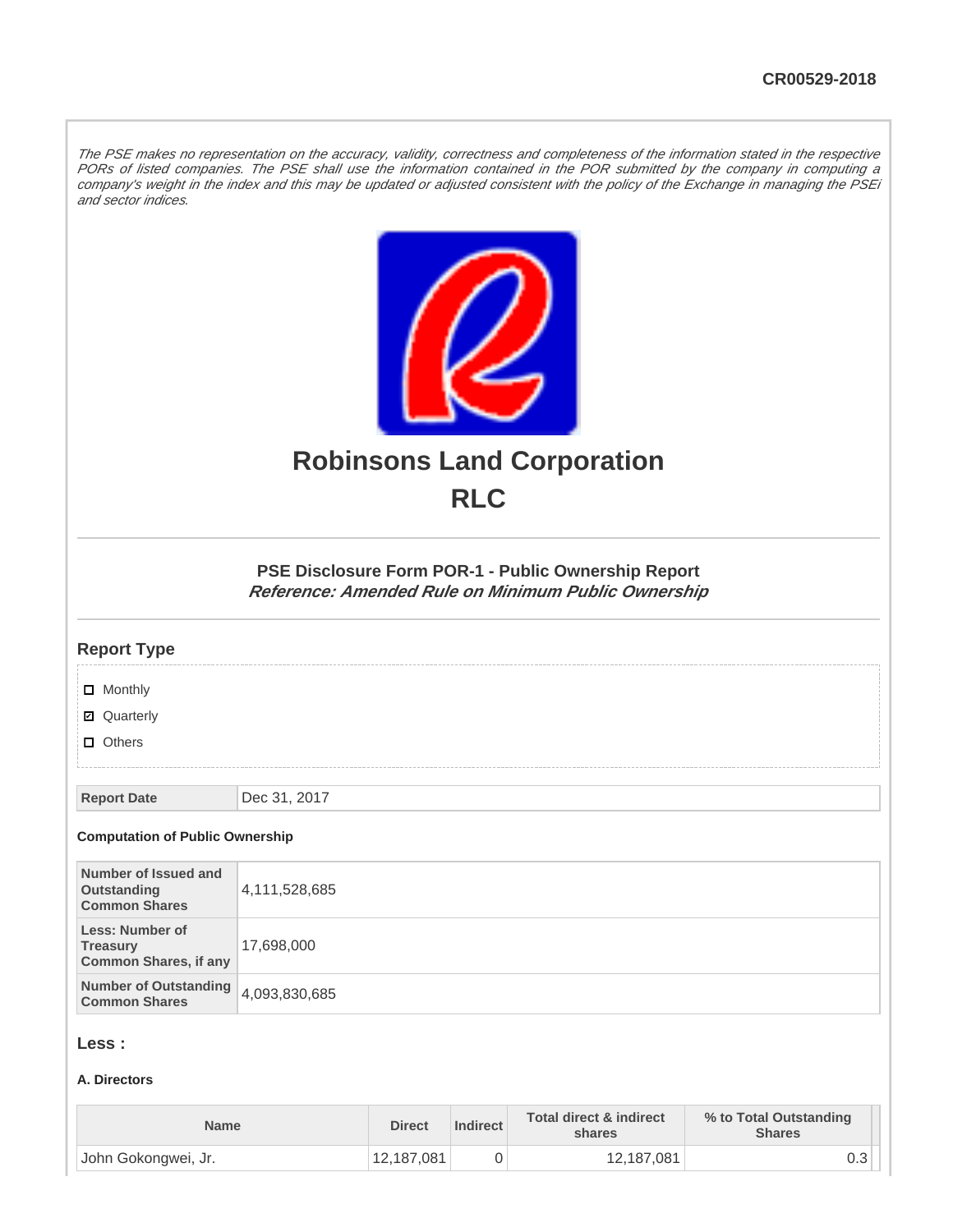CR00529-2018

*The PSE makes no representation on the accuracy, validity, correctness and completeness of the information stated in the respective PORs of listed companies. The PSE shall use the information contained in the POR submitted by the company in computing a company's weight in the index and this may be updated or adjusted consistent with the policy of the Exchange in managing the PSEi and sector indices.*

# Robinsons Land Corporation

# RLC

### PSE Disclosure Form POR-1 - Public Ownership Report

***Reference: Amended Rule on Minimum Public Ownership***

## Report Type

- [ ] Monthly
- [x] Quarterly
- [ ] Others

| Report Date | Dec 31, 2017 |
|---|---|

### Computation of Public Ownership

| | |
|---|---|
| Number of Issued and Outstanding Common Shares | 4,111,528,685 |
| Less: Number of Treasury Common Shares, if any | 17,698,000 |
| Number of Outstanding Common Shares | 4,093,830,685 |

## Less :

### A. Directors

| Name | Direct | Indirect | Total direct & indirect shares | % to Total Outstanding Shares |
|---|---|---|---|---|
| John Gokongwei, Jr. | 12,187,081 | 0 | 12,187,081 | 0.3 |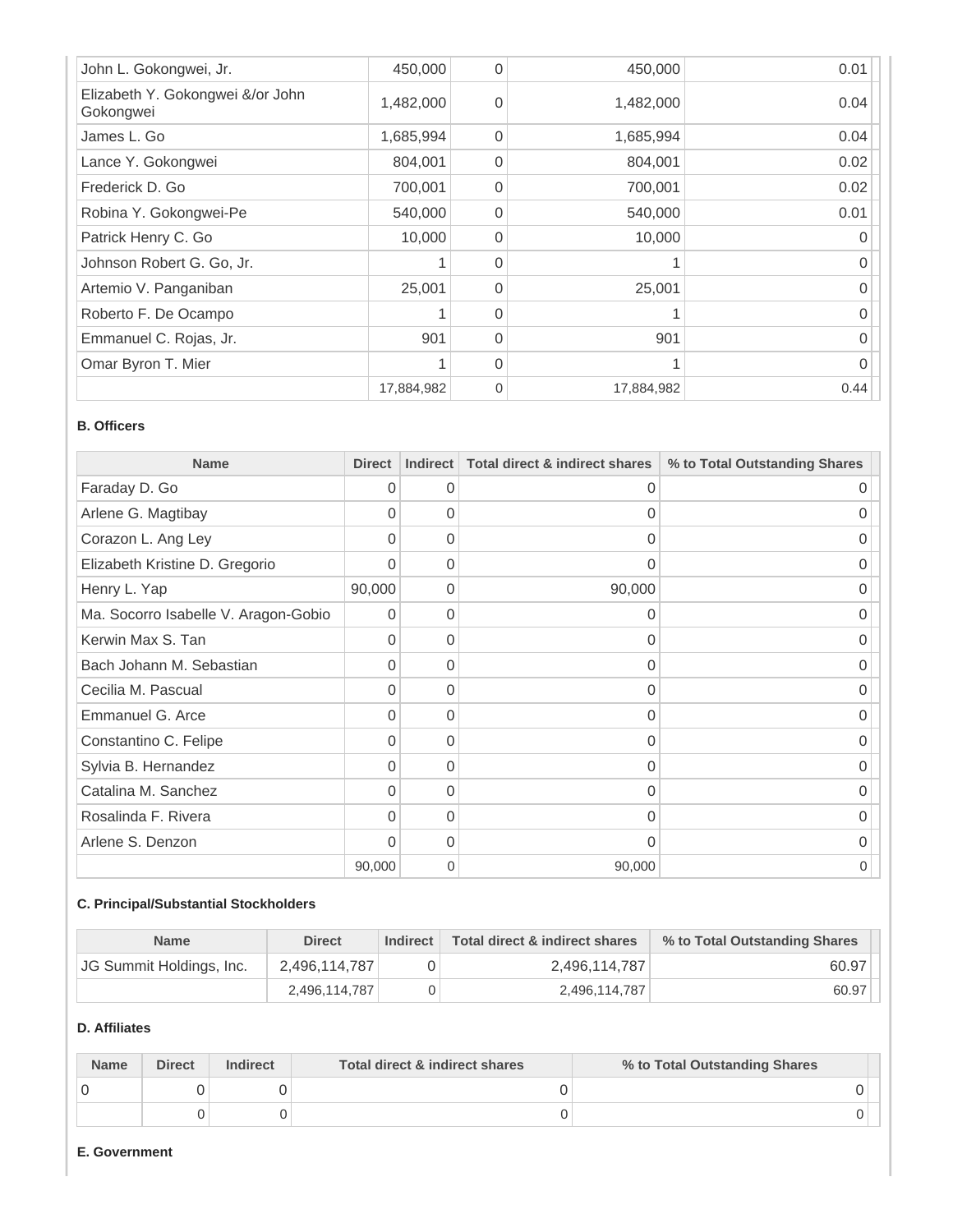| John L. Gokongwei, Jr. | 450,000 | 0 | 450,000 | 0.01 |
|---|---|---|---|---|
| Elizabeth Y. Gokongwei &/or John Gokongwei | 1,482,000 | 0 | 1,482,000 | 0.04 |
| James L. Go | 1,685,994 | 0 | 1,685,994 | 0.04 |
| Lance Y. Gokongwei | 804,001 | 0 | 804,001 | 0.02 |
| Frederick D. Go | 700,001 | 0 | 700,001 | 0.02 |
| Robina Y. Gokongwei-Pe | 540,000 | 0 | 540,000 | 0.01 |
| Patrick Henry C. Go | 10,000 | 0 | 10,000 | 0 |
| Johnson Robert G. Go, Jr. | 1 | 0 | 1 | 0 |
| Artemio V. Panganiban | 25,001 | 0 | 25,001 | 0 |
| Roberto F. De Ocampo | 1 | 0 | 1 | 0 |
| Emmanuel C. Rojas, Jr. | 901 | 0 | 901 | 0 |
| Omar Byron T. Mier | 1 | 0 | 1 | 0 |
| | 17,884,982 | 0 | 17,884,982 | 0.44 |

**B. Officers**

| Name | Direct | Indirect | Total direct & indirect shares | % to Total Outstanding Shares |
|---|---|---|---|---|
| Faraday D. Go | 0 | 0 | 0 | 0 |
| Arlene G. Magtibay | 0 | 0 | 0 | 0 |
| Corazon L. Ang Ley | 0 | 0 | 0 | 0 |
| Elizabeth Kristine D. Gregorio | 0 | 0 | 0 | 0 |
| Henry L. Yap | 90,000 | 0 | 90,000 | 0 |
| Ma. Socorro Isabelle V. Aragon-Gobio | 0 | 0 | 0 | 0 |
| Kerwin Max S. Tan | 0 | 0 | 0 | 0 |
| Bach Johann M. Sebastian | 0 | 0 | 0 | 0 |
| Cecilia M. Pascual | 0 | 0 | 0 | 0 |
| Emmanuel G. Arce | 0 | 0 | 0 | 0 |
| Constantino C. Felipe | 0 | 0 | 0 | 0 |
| Sylvia B. Hernandez | 0 | 0 | 0 | 0 |
| Catalina M. Sanchez | 0 | 0 | 0 | 0 |
| Rosalinda F. Rivera | 0 | 0 | 0 | 0 |
| Arlene S. Denzon | 0 | 0 | 0 | 0 |
| | 90,000 | 0 | 90,000 | 0 |

**C. Principal/Substantial Stockholders**

| Name | Direct | Indirect | Total direct & indirect shares | % to Total Outstanding Shares |
|---|---|---|---|---|
| JG Summit Holdings, Inc. | 2,496,114,787 | 0 | 2,496,114,787 | 60.97 |
| | 2,496,114,787 | 0 | 2,496,114,787 | 60.97 |

**D. Affiliates**

| Name | Direct | Indirect | Total direct & indirect shares | % to Total Outstanding Shares |
|---|---|---|---|---|
| 0 | 0 | 0 | 0 | 0 |
| | 0 | 0 | 0 | 0 |

**E. Government**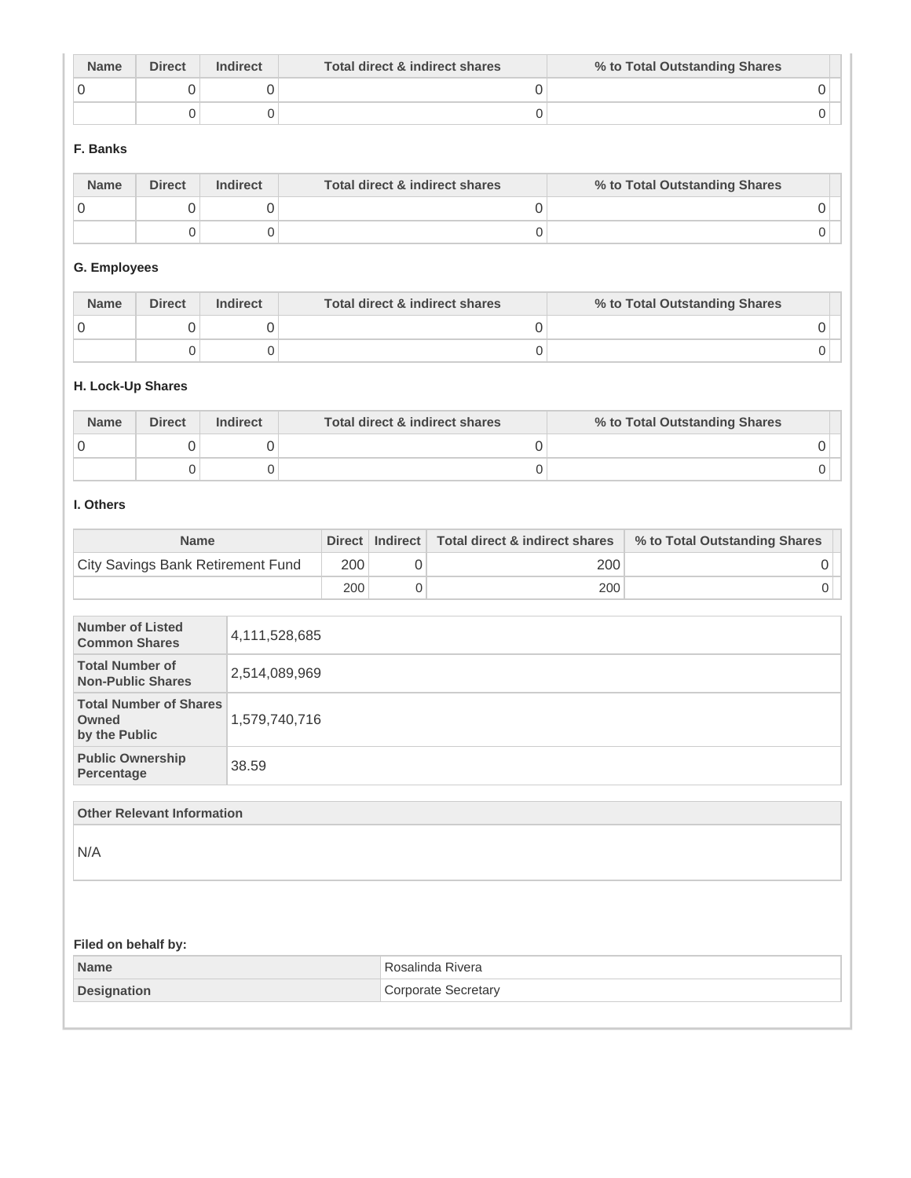| Name | Direct | Indirect | Total direct & indirect shares | % to Total Outstanding Shares |
| --- | --- | --- | --- | --- |
| 0 | 0 | 0 | 0 | 0 |
| | 0 | 0 | 0 | 0 |

**F. Banks**

| Name | Direct | Indirect | Total direct & indirect shares | % to Total Outstanding Shares |
| --- | --- | --- | --- | --- |
| 0 | 0 | 0 | 0 | 0 |
| | 0 | 0 | 0 | 0 |

**G. Employees**

| Name | Direct | Indirect | Total direct & indirect shares | % to Total Outstanding Shares |
| --- | --- | --- | --- | --- |
| 0 | 0 | 0 | 0 | 0 |
| | 0 | 0 | 0 | 0 |

**H. Lock-Up Shares**

| Name | Direct | Indirect | Total direct & indirect shares | % to Total Outstanding Shares |
| --- | --- | --- | --- | --- |
| 0 | 0 | 0 | 0 | 0 |
| | 0 | 0 | 0 | 0 |

**I. Others**

| Name | Direct | Indirect | Total direct & indirect shares | % to Total Outstanding Shares |
| --- | --- | --- | --- | --- |
| City Savings Bank Retirement Fund | 200 | 0 | 200 | 0 |
| | 200 | 0 | 200 | 0 |

| | |
| --- | --- |
| **Number of Listed Common Shares** | 4,111,528,685 |
| **Total Number of Non-Public Shares** | 2,514,089,969 |
| **Total Number of Shares Owned by the Public** | 1,579,740,716 |
| **Public Ownership Percentage** | 38.59 |

**Other Relevant Information**

N/A

**Filed on behalf by:**

| | |
| --- | --- |
| **Name** | Rosalinda Rivera |
| **Designation** | Corporate Secretary |